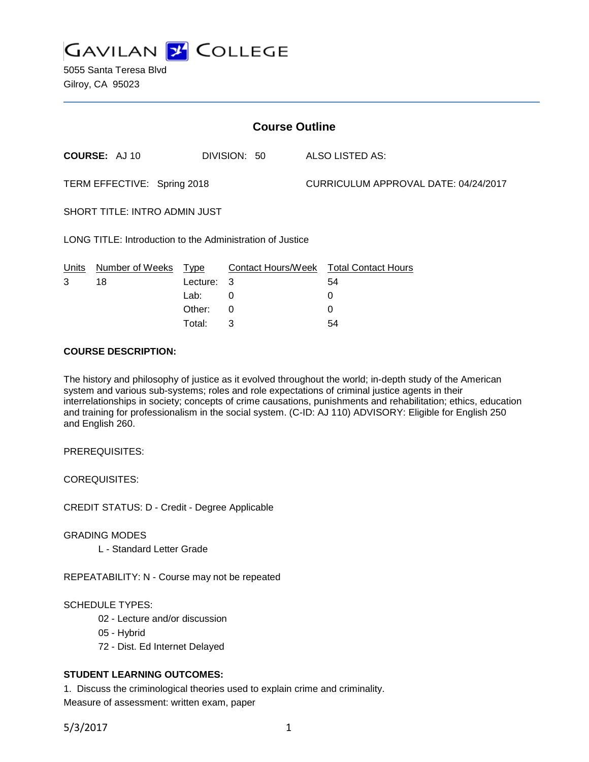# GAVILAN COLLEGE

5055 Santa Teresa Blvd
Gilroy, CA 95023

## Course Outline

**COURSE:** AJ 10 DIVISION: 50 ALSO LISTED AS:

TERM EFFECTIVE: Spring 2018 CURRICULUM APPROVAL DATE: 04/24/2017

SHORT TITLE: INTRO ADMIN JUST

LONG TITLE: Introduction to the Administration of Justice

| Units | Number of Weeks | Type | Contact Hours/Week | Total Contact Hours |
|---|---|---|---|---|
| 3 | 18 | Lecture: | 3 | 54 |
| | | Lab: | 0 | 0 |
| | | Other: | 0 | 0 |
| | | Total: | 3 | 54 |

**COURSE DESCRIPTION:**

The history and philosophy of justice as it evolved throughout the world; in-depth study of the American system and various sub-systems; roles and role expectations of criminal justice agents in their interrelationships in society; concepts of crime causations, punishments and rehabilitation; ethics, education and training for professionalism in the social system. (C-ID: AJ 110) ADVISORY: Eligible for English 250 and English 260.

PREREQUISITES:

COREQUISITES:

CREDIT STATUS: D - Credit - Degree Applicable

GRADING MODES

L - Standard Letter Grade

REPEATABILITY: N - Course may not be repeated

SCHEDULE TYPES:

02 - Lecture and/or discussion
05 - Hybrid
72 - Dist. Ed Internet Delayed

**STUDENT LEARNING OUTCOMES:**

1. Discuss the criminological theories used to explain crime and criminality.
Measure of assessment: written exam, paper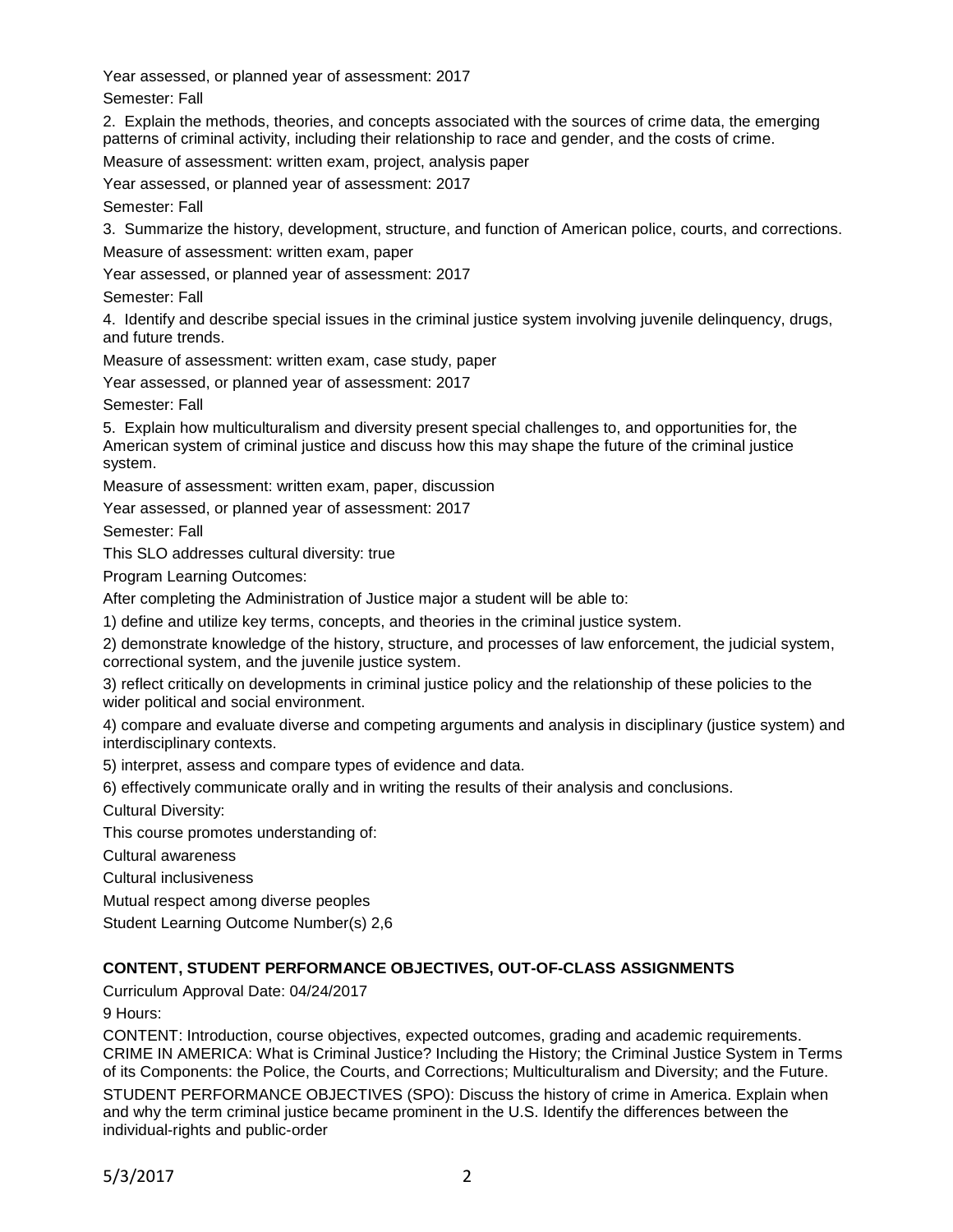Year assessed, or planned year of assessment: 2017

Semester: Fall

2. Explain the methods, theories, and concepts associated with the sources of crime data, the emerging patterns of criminal activity, including their relationship to race and gender, and the costs of crime.

Measure of assessment: written exam, project, analysis paper

Year assessed, or planned year of assessment: 2017

Semester: Fall

3. Summarize the history, development, structure, and function of American police, courts, and corrections.

Measure of assessment: written exam, paper

Year assessed, or planned year of assessment: 2017

Semester: Fall

4. Identify and describe special issues in the criminal justice system involving juvenile delinquency, drugs, and future trends.

Measure of assessment: written exam, case study, paper

Year assessed, or planned year of assessment: 2017

Semester: Fall

5. Explain how multiculturalism and diversity present special challenges to, and opportunities for, the American system of criminal justice and discuss how this may shape the future of the criminal justice system.

Measure of assessment: written exam, paper, discussion

Year assessed, or planned year of assessment: 2017

Semester: Fall

This SLO addresses cultural diversity: true

Program Learning Outcomes:

After completing the Administration of Justice major a student will be able to:

1) define and utilize key terms, concepts, and theories in the criminal justice system.

2) demonstrate knowledge of the history, structure, and processes of law enforcement, the judicial system, correctional system, and the juvenile justice system.

3) reflect critically on developments in criminal justice policy and the relationship of these policies to the wider political and social environment.

4) compare and evaluate diverse and competing arguments and analysis in disciplinary (justice system) and interdisciplinary contexts.

5) interpret, assess and compare types of evidence and data.

6) effectively communicate orally and in writing the results of their analysis and conclusions.

Cultural Diversity:

This course promotes understanding of:

Cultural awareness

Cultural inclusiveness

Mutual respect among diverse peoples

Student Learning Outcome Number(s) 2,6

## CONTENT, STUDENT PERFORMANCE OBJECTIVES, OUT-OF-CLASS ASSIGNMENTS

Curriculum Approval Date: 04/24/2017

9 Hours:

CONTENT: Introduction, course objectives, expected outcomes, grading and academic requirements. CRIME IN AMERICA: What is Criminal Justice? Including the History; the Criminal Justice System in Terms of its Components: the Police, the Courts, and Corrections; Multiculturalism and Diversity; and the Future.

STUDENT PERFORMANCE OBJECTIVES (SPO): Discuss the history of crime in America. Explain when and why the term criminal justice became prominent in the U.S. Identify the differences between the individual-rights and public-order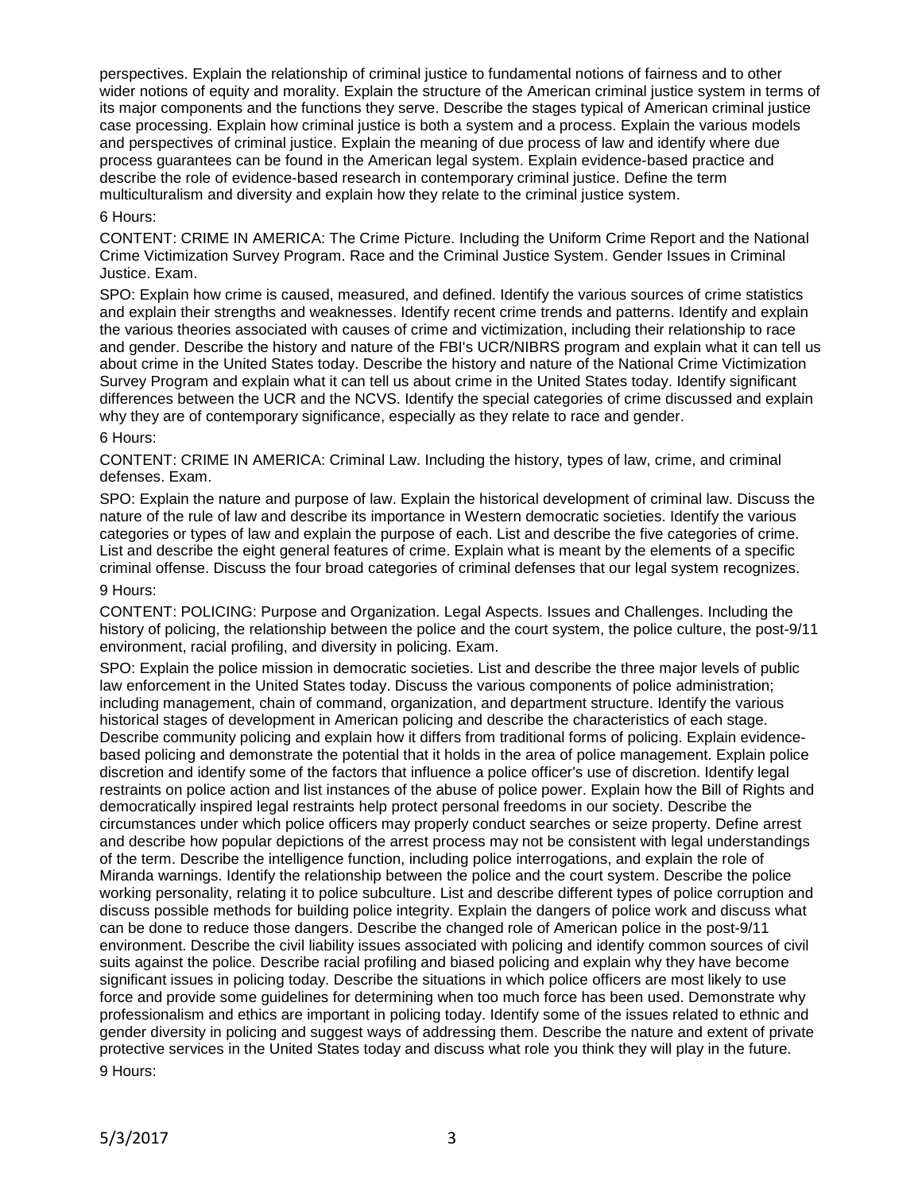perspectives. Explain the relationship of criminal justice to fundamental notions of fairness and to other wider notions of equity and morality. Explain the structure of the American criminal justice system in terms of its major components and the functions they serve. Describe the stages typical of American criminal justice case processing. Explain how criminal justice is both a system and a process. Explain the various models and perspectives of criminal justice. Explain the meaning of due process of law and identify where due process guarantees can be found in the American legal system. Explain evidence-based practice and describe the role of evidence-based research in contemporary criminal justice. Define the term multiculturalism and diversity and explain how they relate to the criminal justice system.

6 Hours:

CONTENT: CRIME IN AMERICA: The Crime Picture. Including the Uniform Crime Report and the National Crime Victimization Survey Program. Race and the Criminal Justice System. Gender Issues in Criminal Justice. Exam.

SPO: Explain how crime is caused, measured, and defined. Identify the various sources of crime statistics and explain their strengths and weaknesses. Identify recent crime trends and patterns. Identify and explain the various theories associated with causes of crime and victimization, including their relationship to race and gender. Describe the history and nature of the FBI's UCR/NIBRS program and explain what it can tell us about crime in the United States today. Describe the history and nature of the National Crime Victimization Survey Program and explain what it can tell us about crime in the United States today. Identify significant differences between the UCR and the NCVS. Identify the special categories of crime discussed and explain why they are of contemporary significance, especially as they relate to race and gender.

6 Hours:

CONTENT: CRIME IN AMERICA: Criminal Law. Including the history, types of law, crime, and criminal defenses. Exam.

SPO: Explain the nature and purpose of law. Explain the historical development of criminal law. Discuss the nature of the rule of law and describe its importance in Western democratic societies. Identify the various categories or types of law and explain the purpose of each. List and describe the five categories of crime. List and describe the eight general features of crime. Explain what is meant by the elements of a specific criminal offense. Discuss the four broad categories of criminal defenses that our legal system recognizes.

9 Hours:

CONTENT: POLICING: Purpose and Organization. Legal Aspects. Issues and Challenges. Including the history of policing, the relationship between the police and the court system, the police culture, the post-9/11 environment, racial profiling, and diversity in policing. Exam.

SPO: Explain the police mission in democratic societies. List and describe the three major levels of public law enforcement in the United States today. Discuss the various components of police administration; including management, chain of command, organization, and department structure. Identify the various historical stages of development in American policing and describe the characteristics of each stage. Describe community policing and explain how it differs from traditional forms of policing. Explain evidence-based policing and demonstrate the potential that it holds in the area of police management. Explain police discretion and identify some of the factors that influence a police officer's use of discretion. Identify legal restraints on police action and list instances of the abuse of police power. Explain how the Bill of Rights and democratically inspired legal restraints help protect personal freedoms in our society. Describe the circumstances under which police officers may properly conduct searches or seize property. Define arrest and describe how popular depictions of the arrest process may not be consistent with legal understandings of the term. Describe the intelligence function, including police interrogations, and explain the role of Miranda warnings. Identify the relationship between the police and the court system. Describe the police working personality, relating it to police subculture. List and describe different types of police corruption and discuss possible methods for building police integrity. Explain the dangers of police work and discuss what can be done to reduce those dangers. Describe the changed role of American police in the post-9/11 environment. Describe the civil liability issues associated with policing and identify common sources of civil suits against the police. Describe racial profiling and biased policing and explain why they have become significant issues in policing today. Describe the situations in which police officers are most likely to use force and provide some guidelines for determining when too much force has been used. Demonstrate why professionalism and ethics are important in policing today. Identify some of the issues related to ethnic and gender diversity in policing and suggest ways of addressing them. Describe the nature and extent of private protective services in the United States today and discuss what role you think they will play in the future.

9 Hours: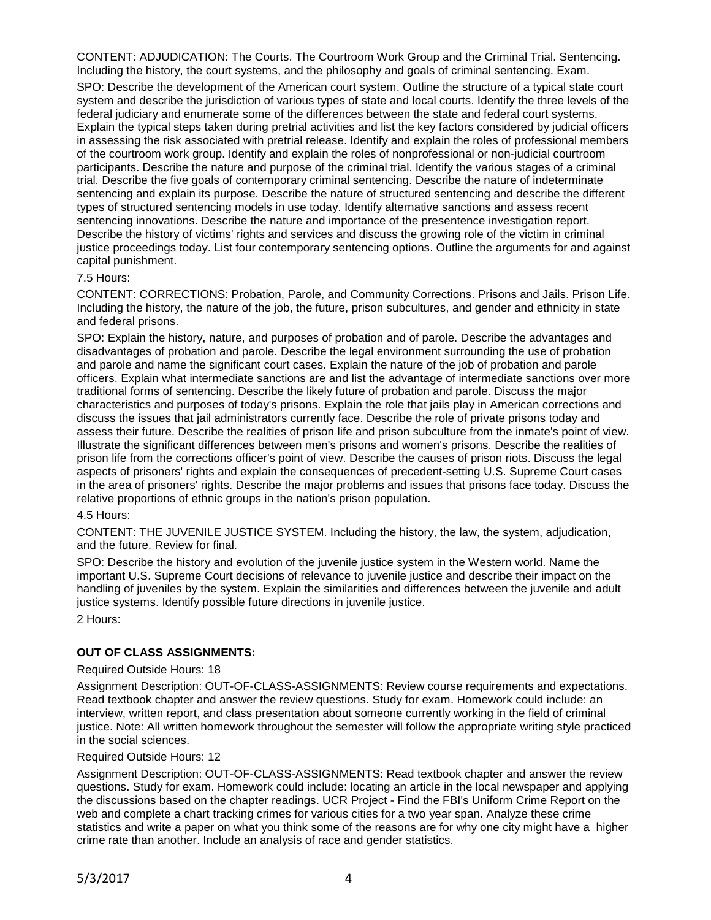CONTENT: ADJUDICATION: The Courts. The Courtroom Work Group and the Criminal Trial. Sentencing. Including the history, the court systems, and the philosophy and goals of criminal sentencing. Exam.

SPO: Describe the development of the American court system. Outline the structure of a typical state court system and describe the jurisdiction of various types of state and local courts. Identify the three levels of the federal judiciary and enumerate some of the differences between the state and federal court systems. Explain the typical steps taken during pretrial activities and list the key factors considered by judicial officers in assessing the risk associated with pretrial release. Identify and explain the roles of professional members of the courtroom work group. Identify and explain the roles of nonprofessional or non-judicial courtroom participants. Describe the nature and purpose of the criminal trial. Identify the various stages of a criminal trial. Describe the five goals of contemporary criminal sentencing. Describe the nature of indeterminate sentencing and explain its purpose. Describe the nature of structured sentencing and describe the different types of structured sentencing models in use today. Identify alternative sanctions and assess recent sentencing innovations. Describe the nature and importance of the presentence investigation report. Describe the history of victims' rights and services and discuss the growing role of the victim in criminal justice proceedings today. List four contemporary sentencing options. Outline the arguments for and against capital punishment.

7.5 Hours:

CONTENT: CORRECTIONS: Probation, Parole, and Community Corrections. Prisons and Jails. Prison Life. Including the history, the nature of the job, the future, prison subcultures, and gender and ethnicity in state and federal prisons.

SPO: Explain the history, nature, and purposes of probation and of parole. Describe the advantages and disadvantages of probation and parole. Describe the legal environment surrounding the use of probation and parole and name the significant court cases. Explain the nature of the job of probation and parole officers. Explain what intermediate sanctions are and list the advantage of intermediate sanctions over more traditional forms of sentencing. Describe the likely future of probation and parole. Discuss the major characteristics and purposes of today's prisons. Explain the role that jails play in American corrections and discuss the issues that jail administrators currently face. Describe the role of private prisons today and assess their future. Describe the realities of prison life and prison subculture from the inmate's point of view. Illustrate the significant differences between men's prisons and women's prisons. Describe the realities of prison life from the corrections officer's point of view. Describe the causes of prison riots. Discuss the legal aspects of prisoners' rights and explain the consequences of precedent-setting U.S. Supreme Court cases in the area of prisoners' rights. Describe the major problems and issues that prisons face today. Discuss the relative proportions of ethnic groups in the nation's prison population.

4.5 Hours:

CONTENT: THE JUVENILE JUSTICE SYSTEM. Including the history, the law, the system, adjudication, and the future. Review for final.

SPO: Describe the history and evolution of the juvenile justice system in the Western world. Name the important U.S. Supreme Court decisions of relevance to juvenile justice and describe their impact on the handling of juveniles by the system. Explain the similarities and differences between the juvenile and adult justice systems. Identify possible future directions in juvenile justice.

2 Hours:

**OUT OF CLASS ASSIGNMENTS:**

Required Outside Hours: 18

Assignment Description: OUT-OF-CLASS-ASSIGNMENTS: Review course requirements and expectations. Read textbook chapter and answer the review questions. Study for exam. Homework could include: an interview, written report, and class presentation about someone currently working in the field of criminal justice. Note: All written homework throughout the semester will follow the appropriate writing style practiced in the social sciences.

Required Outside Hours: 12

Assignment Description: OUT-OF-CLASS-ASSIGNMENTS: Read textbook chapter and answer the review questions. Study for exam. Homework could include: locating an article in the local newspaper and applying the discussions based on the chapter readings. UCR Project - Find the FBI's Uniform Crime Report on the web and complete a chart tracking crimes for various cities for a two year span. Analyze these crime statistics and write a paper on what you think some of the reasons are for why one city might have a higher crime rate than another. Include an analysis of race and gender statistics.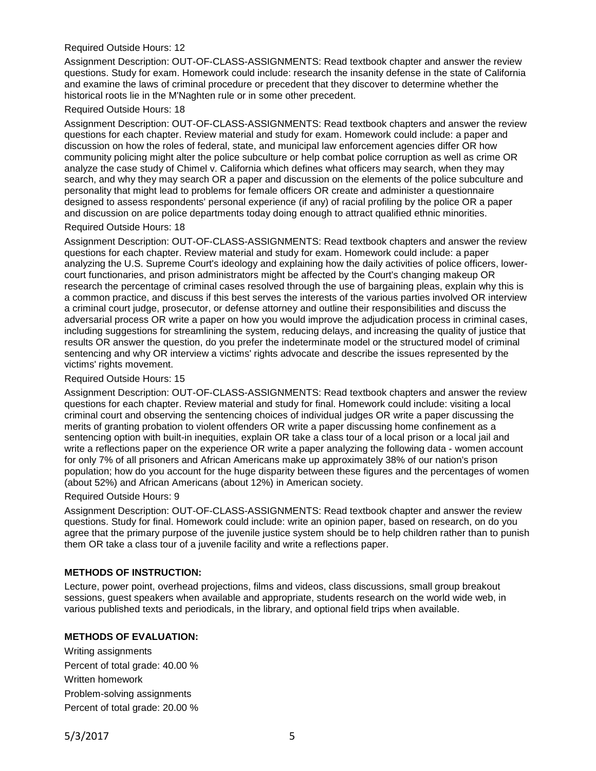Required Outside Hours: 12

Assignment Description: OUT-OF-CLASS-ASSIGNMENTS: Read textbook chapter and answer the review questions. Study for exam. Homework could include: research the insanity defense in the state of California and examine the laws of criminal procedure or precedent that they discover to determine whether the historical roots lie in the M'Naghten rule or in some other precedent.

Required Outside Hours: 18

Assignment Description: OUT-OF-CLASS-ASSIGNMENTS: Read textbook chapters and answer the review questions for each chapter. Review material and study for exam. Homework could include: a paper and discussion on how the roles of federal, state, and municipal law enforcement agencies differ OR how community policing might alter the police subculture or help combat police corruption as well as crime OR analyze the case study of Chimel v. California which defines what officers may search, when they may search, and why they may search OR a paper and discussion on the elements of the police subculture and personality that might lead to problems for female officers OR create and administer a questionnaire designed to assess respondents' personal experience (if any) of racial profiling by the police OR a paper and discussion on are police departments today doing enough to attract qualified ethnic minorities.

Required Outside Hours: 18

Assignment Description: OUT-OF-CLASS-ASSIGNMENTS: Read textbook chapters and answer the review questions for each chapter. Review material and study for exam. Homework could include: a paper analyzing the U.S. Supreme Court's ideology and explaining how the daily activities of police officers, lower-court functionaries, and prison administrators might be affected by the Court's changing makeup OR research the percentage of criminal cases resolved through the use of bargaining pleas, explain why this is a common practice, and discuss if this best serves the interests of the various parties involved OR interview a criminal court judge, prosecutor, or defense attorney and outline their responsibilities and discuss the adversarial process OR write a paper on how you would improve the adjudication process in criminal cases, including suggestions for streamlining the system, reducing delays, and increasing the quality of justice that results OR answer the question, do you prefer the indeterminate model or the structured model of criminal sentencing and why OR interview a victims' rights advocate and describe the issues represented by the victims' rights movement.

Required Outside Hours: 15

Assignment Description: OUT-OF-CLASS-ASSIGNMENTS: Read textbook chapters and answer the review questions for each chapter. Review material and study for final. Homework could include: visiting a local criminal court and observing the sentencing choices of individual judges OR write a paper discussing the merits of granting probation to violent offenders OR write a paper discussing home confinement as a sentencing option with built-in inequities, explain OR take a class tour of a local prison or a local jail and write a reflections paper on the experience OR write a paper analyzing the following data - women account for only 7% of all prisoners and African Americans make up approximately 38% of our nation's prison population; how do you account for the huge disparity between these figures and the percentages of women (about 52%) and African Americans (about 12%) in American society.

Required Outside Hours: 9

Assignment Description: OUT-OF-CLASS-ASSIGNMENTS: Read textbook chapter and answer the review questions. Study for final. Homework could include: write an opinion paper, based on research, on do you agree that the primary purpose of the juvenile justice system should be to help children rather than to punish them OR take a class tour of a juvenile facility and write a reflections paper.

**METHODS OF INSTRUCTION:**

Lecture, power point, overhead projections, films and videos, class discussions, small group breakout sessions, guest speakers when available and appropriate, students research on the world wide web, in various published texts and periodicals, in the library, and optional field trips when available.

**METHODS OF EVALUATION:**

Writing assignments

Percent of total grade: 40.00 %

Written homework

Problem-solving assignments

Percent of total grade: 20.00 %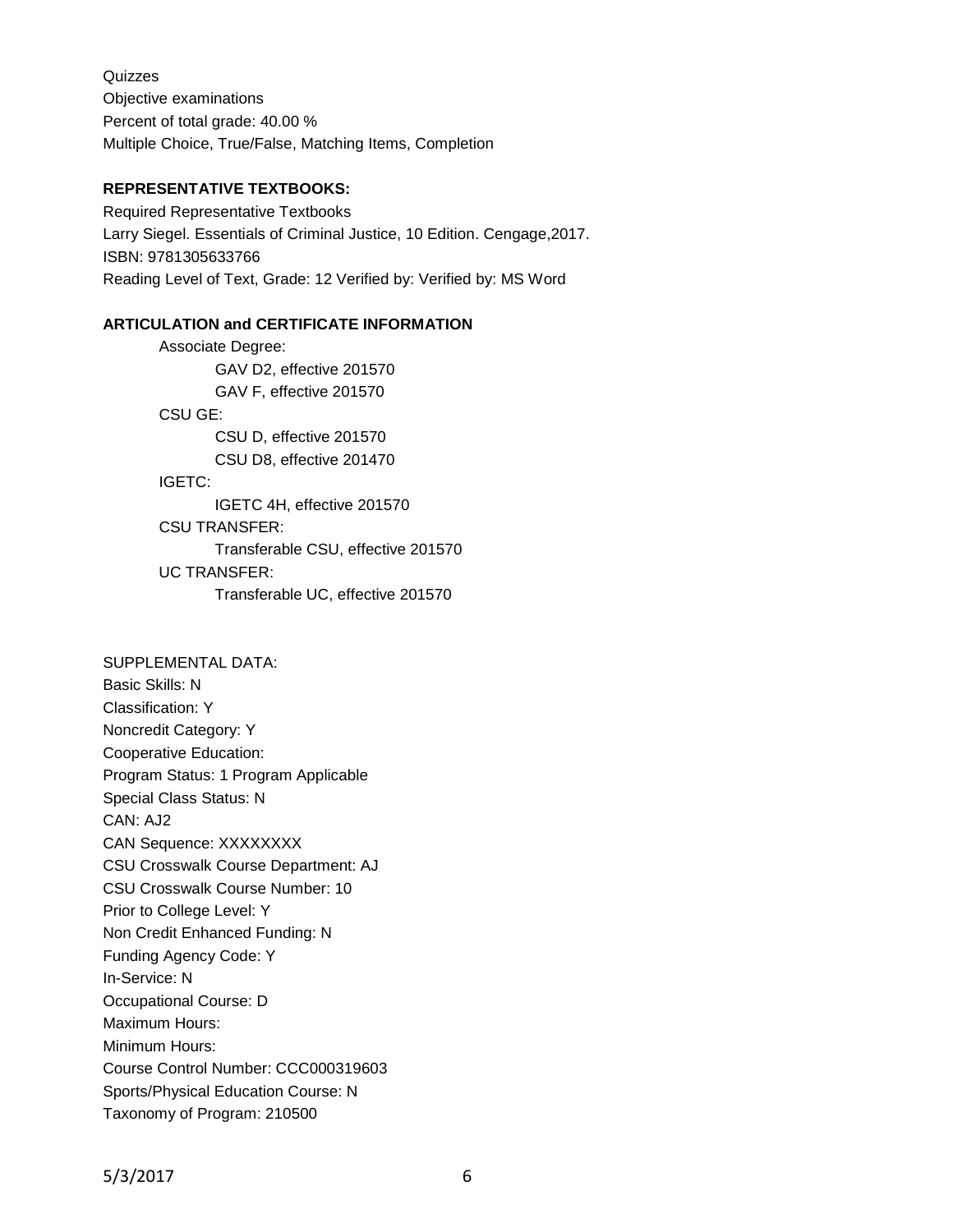Quizzes
Objective examinations
Percent of total grade: 40.00 %
Multiple Choice, True/False, Matching Items, Completion

**REPRESENTATIVE TEXTBOOKS:**

Required Representative Textbooks
Larry Siegel. Essentials of Criminal Justice, 10 Edition. Cengage,2017.
ISBN: 9781305633766
Reading Level of Text, Grade: 12 Verified by: Verified by: MS Word

**ARTICULATION and CERTIFICATE INFORMATION**

- Associate Degree:
  - GAV D2, effective 201570
  - GAV F, effective 201570
- CSU GE:
  - CSU D, effective 201570
  - CSU D8, effective 201470
- IGETC:
  - IGETC 4H, effective 201570
- CSU TRANSFER:
  - Transferable CSU, effective 201570
- UC TRANSFER:
  - Transferable UC, effective 201570

SUPPLEMENTAL DATA:
Basic Skills: N
Classification: Y
Noncredit Category: Y
Cooperative Education:
Program Status: 1 Program Applicable
Special Class Status: N
CAN: AJ2
CAN Sequence: XXXXXXXX
CSU Crosswalk Course Department: AJ
CSU Crosswalk Course Number: 10
Prior to College Level: Y
Non Credit Enhanced Funding: N
Funding Agency Code: Y
In-Service: N
Occupational Course: D
Maximum Hours:
Minimum Hours:
Course Control Number: CCC000319603
Sports/Physical Education Course: N
Taxonomy of Program: 210500